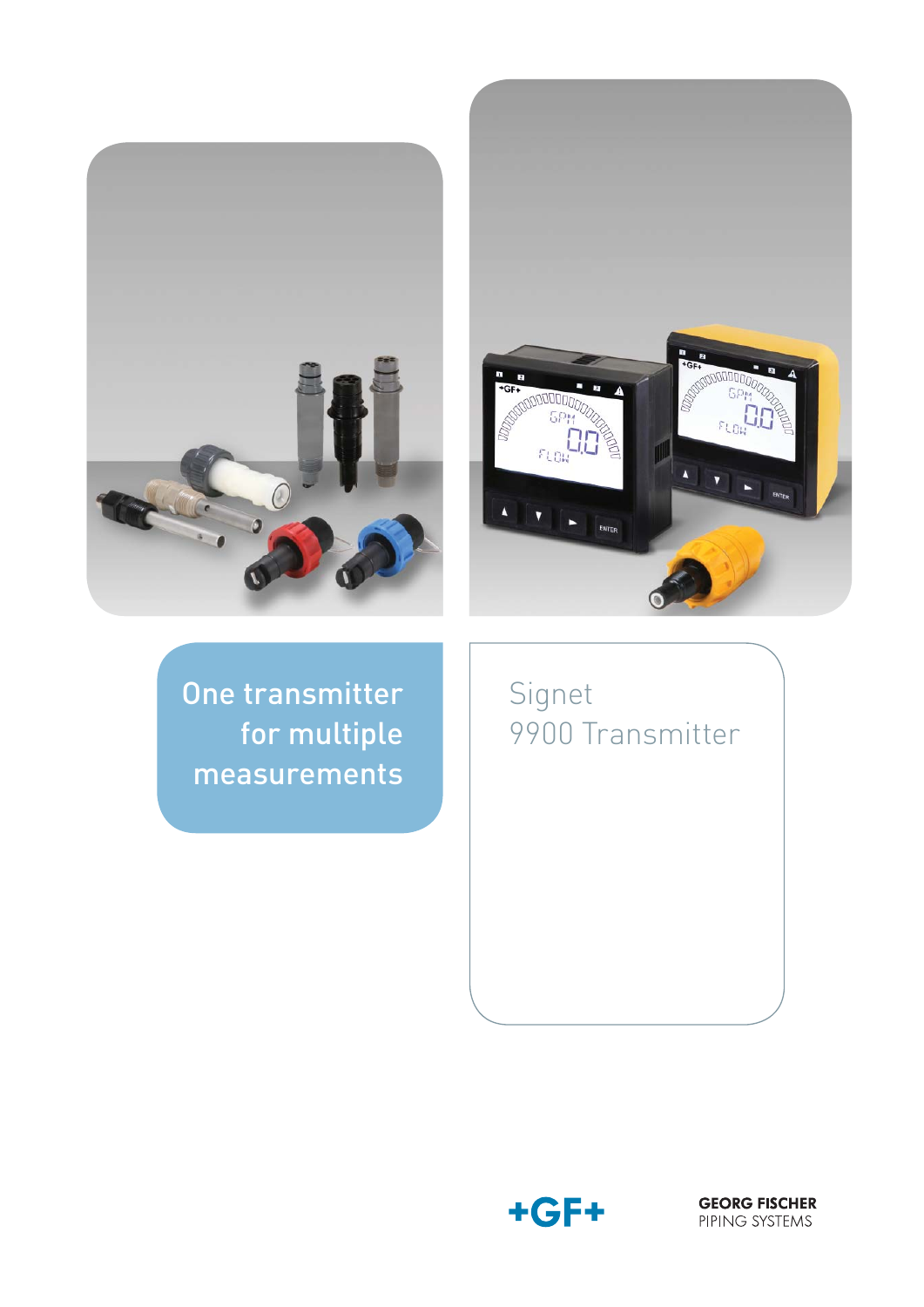One transmitter for multiple measurements

# Signet 9900 Transmitter

GEORG FISCHER
PIPING SYSTEMS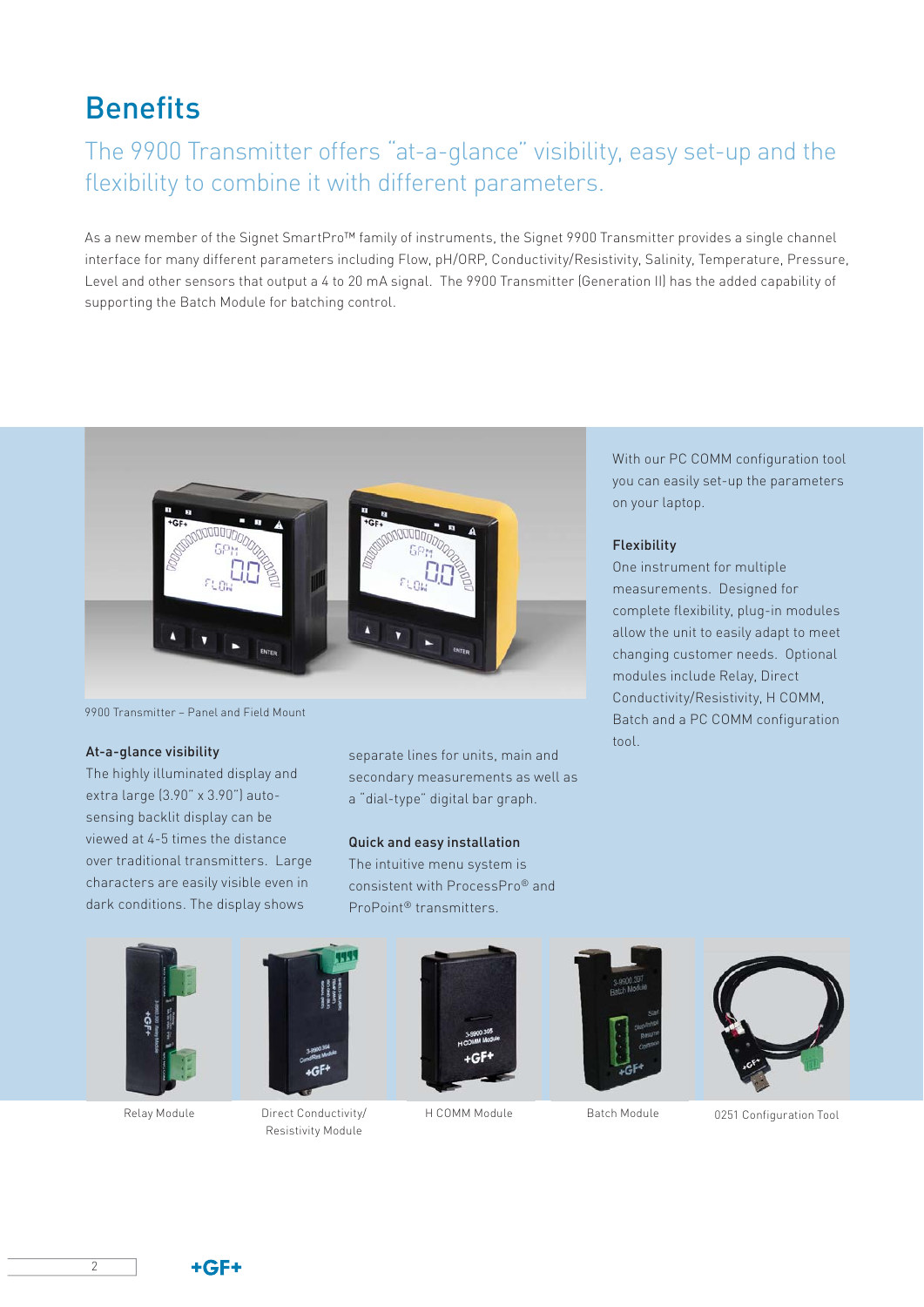# Benefits

## The 9900 Transmitter offers "at-a-glance" visibility, easy set-up and the flexibility to combine it with different parameters.

As a new member of the Signet SmartPro™ family of instruments, the Signet 9900 Transmitter provides a single channel interface for many different parameters including Flow, pH/ORP, Conductivity/Resistivity, Salinity, Temperature, Pressure, Level and other sensors that output a 4 to 20 mA signal. The 9900 Transmitter (Generation II) has the added capability of supporting the Batch Module for batching control.

9900 Transmitter – Panel and Field Mount

### At-a-glance visibility

The highly illuminated display and extra large (3.90" x 3.90") auto-sensing backlit display can be viewed at 4-5 times the distance over traditional transmitters. Large characters are easily visible even in dark conditions. The display shows separate lines for units, main and secondary measurements as well as a "dial-type" digital bar graph.

### Quick and easy installation

The intuitive menu system is consistent with ProcessPro® and ProPoint® transmitters.

With our PC COMM configuration tool you can easily set-up the parameters on your laptop.

### Flexibility

One instrument for multiple measurements. Designed for complete flexibility, plug-in modules allow the unit to easily adapt to meet changing customer needs. Optional modules include Relay, Direct Conductivity/Resistivity, H COMM, Batch and a PC COMM configuration tool.

Relay Module

Direct Conductivity/ Resistivity Module

H COMM Module

Batch Module

0251 Configuration Tool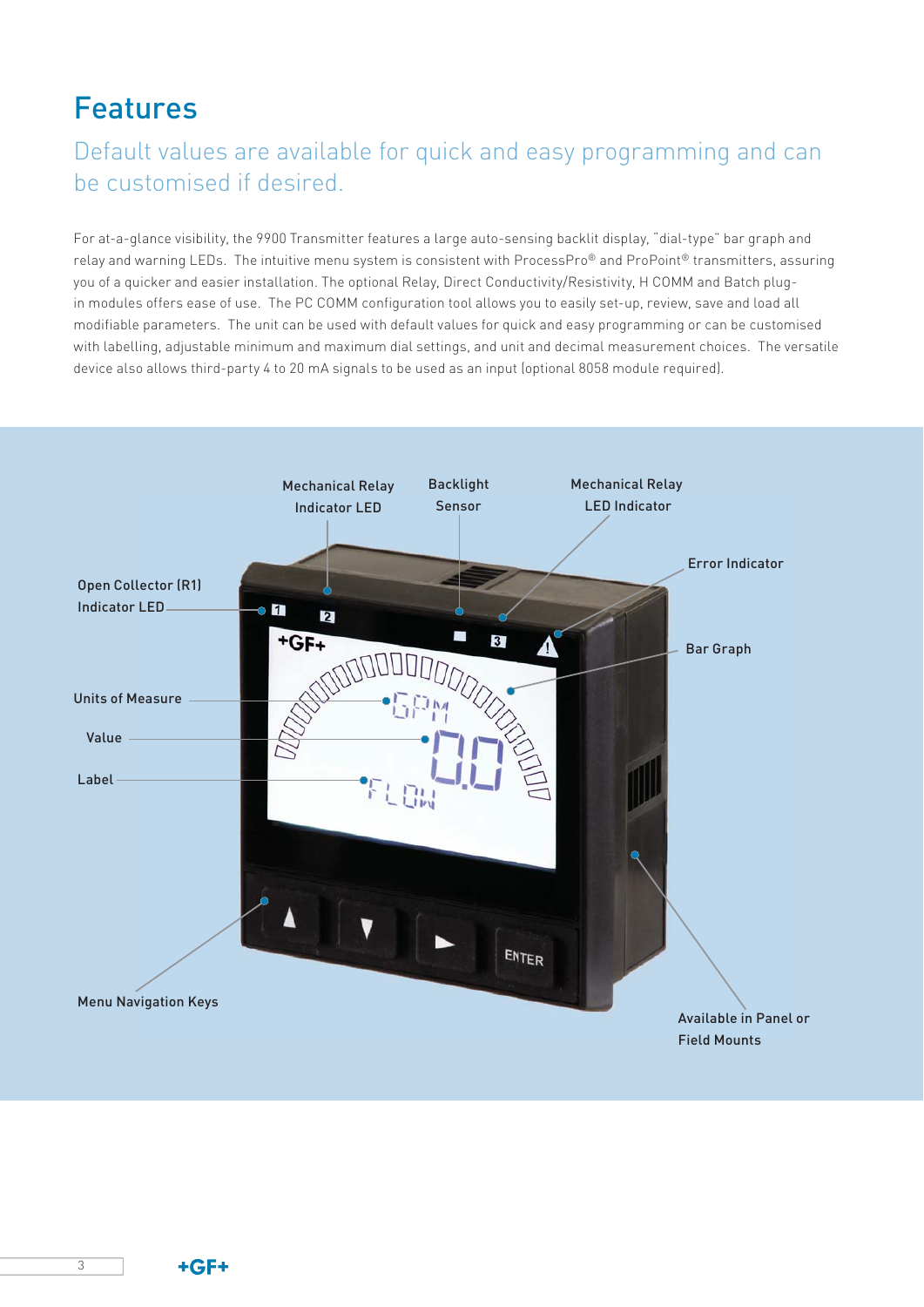# Features

## Default values are available for quick and easy programming and can be customised if desired.

For at-a-glance visibility, the 9900 Transmitter features a large auto-sensing backlit display, "dial-type" bar graph and relay and warning LEDs. The intuitive menu system is consistent with ProcessPro® and ProPoint® transmitters, assuring you of a quicker and easier installation. The optional Relay, Direct Conductivity/Resistivity, H COMM and Batch plug-in modules offers ease of use. The PC COMM configuration tool allows you to easily set-up, review, save and load all modifiable parameters. The unit can be used with default values for quick and easy programming or can be customised with labelling, adjustable minimum and maximum dial settings, and unit and decimal measurement choices. The versatile device also allows third-party 4 to 20 mA signals to be used as an input (optional 8058 module required).

Mechanical Relay Indicator LED

Backlight Sensor

Mechanical Relay LED Indicator

Error Indicator

Open Collector (R1) Indicator LED

Bar Graph

Units of Measure

Value

Label

Menu Navigation Keys

Available in Panel or Field Mounts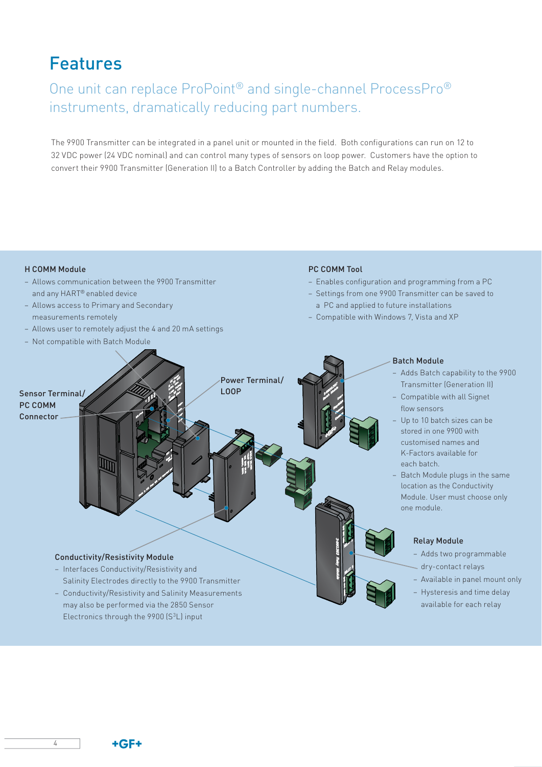# Features

## One unit can replace ProPoint® and single-channel ProcessPro® instruments, dramatically reducing part numbers.

The 9900 Transmitter can be integrated in a panel unit or mounted in the field. Both configurations can run on 12 to 32 VDC power (24 VDC nominal) and can control many types of sensors on loop power. Customers have the option to convert their 9900 Transmitter (Generation II) to a Batch Controller by adding the Batch and Relay modules.

**H COMM Module**

- Allows communication between the 9900 Transmitter and any HART® enabled device
- Allows access to Primary and Secondary measurements remotely
- Allows user to remotely adjust the 4 and 20 mA settings
- Not compatible with Batch Module

**PC COMM Tool**

- Enables configuration and programming from a PC
- Settings from one 9900 Transmitter can be saved to a PC and applied to future installations
- Compatible with Windows 7, Vista and XP

**Sensor Terminal/ PC COMM Connector**

**Power Terminal/ LOOP**

**Batch Module**

- Adds Batch capability to the 9900 Transmitter (Generation II)
- Compatible with all Signet flow sensors
- Up to 10 batch sizes can be stored in one 9900 with customised names and K-Factors available for each batch.
- Batch Module plugs in the same location as the Conductivity Module. User must choose only one module.

**Relay Module**

- Adds two programmable dry-contact relays
- Available in panel mount only
- Hysteresis and time delay available for each relay

**Conductivity/Resistivity Module**

- Interfaces Conductivity/Resistivity and Salinity Electrodes directly to the 9900 Transmitter
- Conductivity/Resistivity and Salinity Measurements may also be performed via the 2850 Sensor Electronics through the 9900 ($S^3L$) input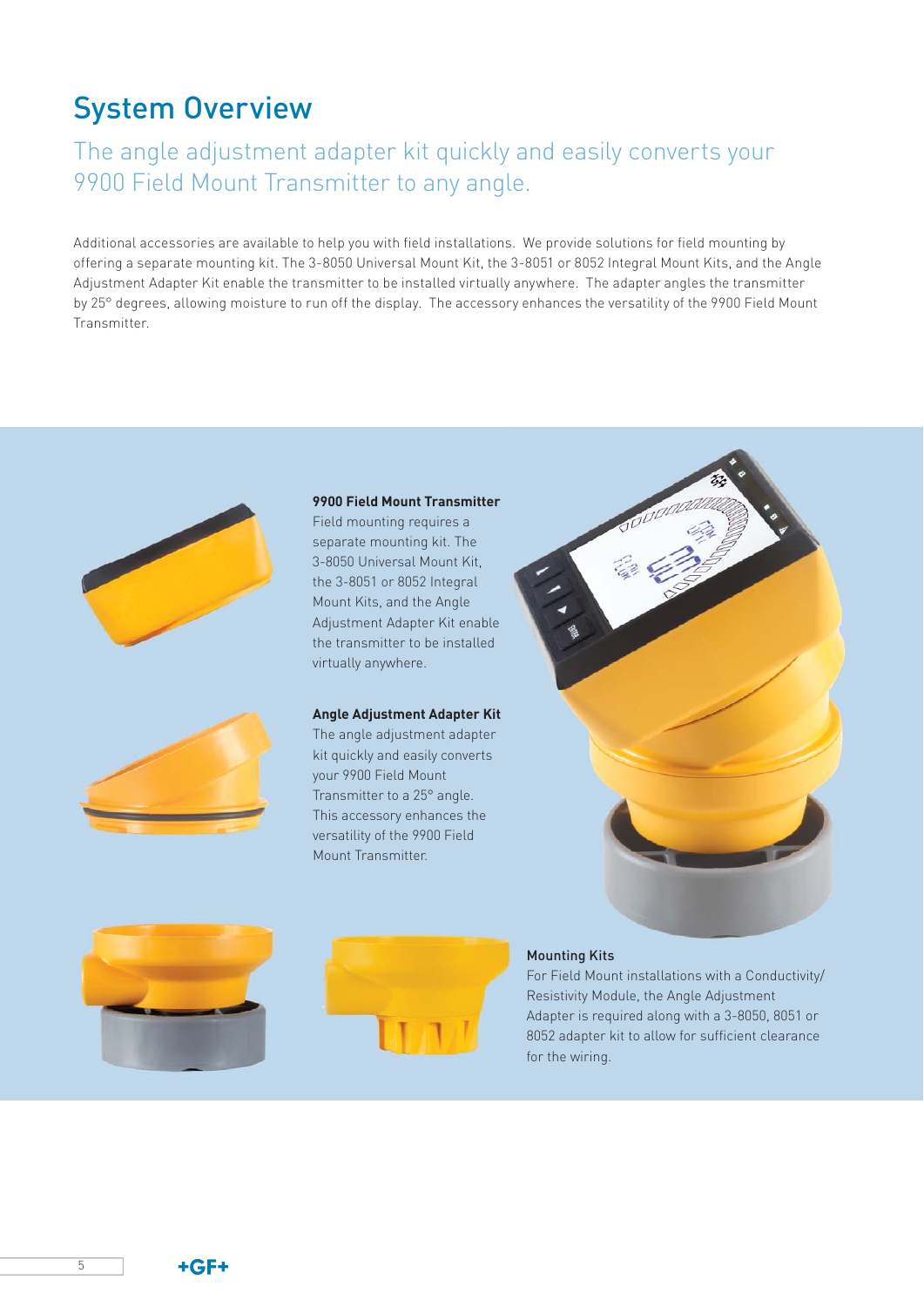# System Overview

## The angle adjustment adapter kit quickly and easily converts your 9900 Field Mount Transmitter to any angle.

Additional accessories are available to help you with field installations. We provide solutions for field mounting by offering a separate mounting kit. The 3-8050 Universal Mount Kit, the 3-8051 or 8052 Integral Mount Kits, and the Angle Adjustment Adapter Kit enable the transmitter to be installed virtually anywhere. The adapter angles the transmitter by 25° degrees, allowing moisture to run off the display. The accessory enhances the versatility of the 9900 Field Mount Transmitter.

**9900 Field Mount Transmitter**
Field mounting requires a separate mounting kit. The 3-8050 Universal Mount Kit, the 3-8051 or 8052 Integral Mount Kits, and the Angle Adjustment Adapter Kit enable the transmitter to be installed virtually anywhere.

**Angle Adjustment Adapter Kit**
The angle adjustment adapter kit quickly and easily converts your 9900 Field Mount Transmitter to a 25° angle. This accessory enhances the versatility of the 9900 Field Mount Transmitter.

**Mounting Kits**
For Field Mount installations with a Conductivity/Resistivity Module, the Angle Adjustment Adapter is required along with a 3-8050, 8051 or 8052 adapter kit to allow for sufficient clearance for the wiring.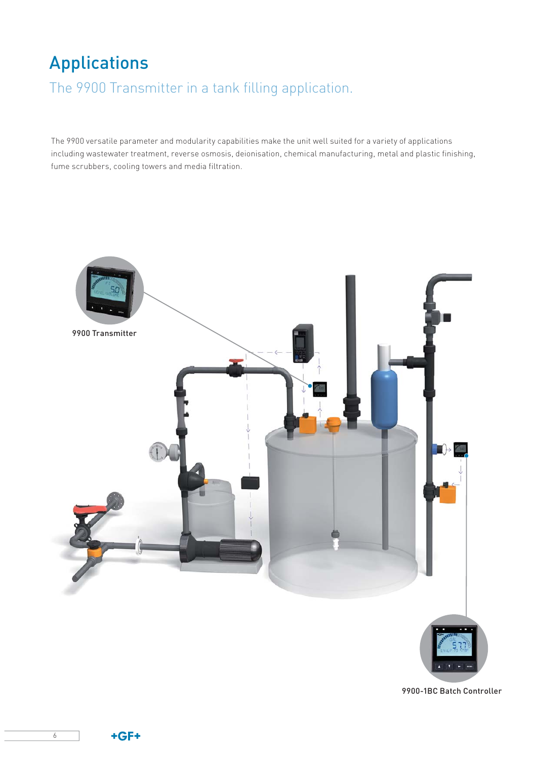# Applications

## The 9900 Transmitter in a tank filling application.

The 9900 versatile parameter and modularity capabilities make the unit well suited for a variety of applications including wastewater treatment, reverse osmosis, deionisation, chemical manufacturing, metal and plastic finishing, fume scrubbers, cooling towers and media filtration.

9900 Transmitter

9900-1BC Batch Controller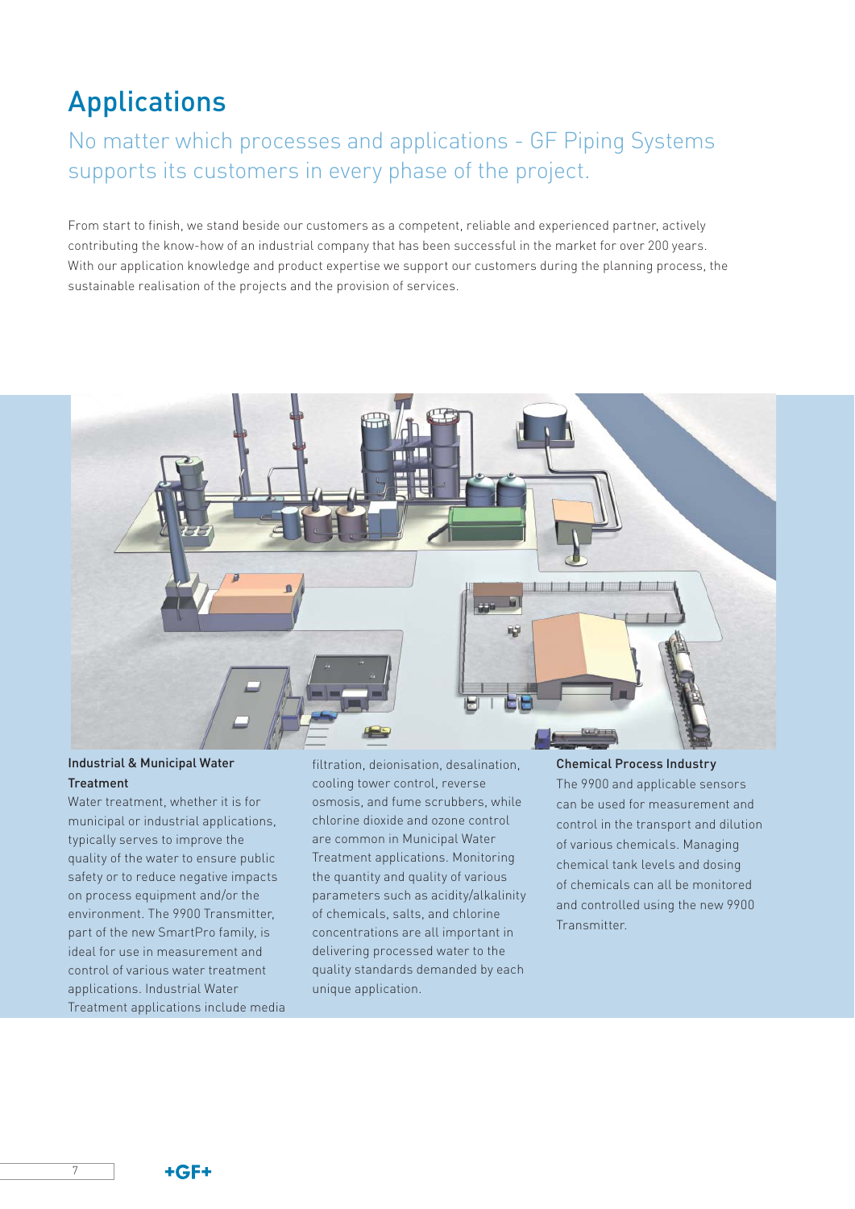# Applications

## No matter which processes and applications - GF Piping Systems supports its customers in every phase of the project.

From start to finish, we stand beside our customers as a competent, reliable and experienced partner, actively contributing the know-how of an industrial company that has been successful in the market for over 200 years. With our application knowledge and product expertise we support our customers during the planning process, the sustainable realisation of the projects and the provision of services.

**Industrial & Municipal Water Treatment**

Water treatment, whether it is for municipal or industrial applications, typically serves to improve the quality of the water to ensure public safety or to reduce negative impacts on process equipment and/or the environment. The 9900 Transmitter, part of the new SmartPro family, is ideal for use in measurement and control of various water treatment applications. Industrial Water Treatment applications include media filtration, deionisation, desalination, cooling tower control, reverse osmosis, and fume scrubbers, while chlorine dioxide and ozone control are common in Municipal Water Treatment applications. Monitoring the quantity and quality of various parameters such as acidity/alkalinity of chemicals, salts, and chlorine concentrations are all important in delivering processed water to the quality standards demanded by each unique application.

**Chemical Process Industry**

The 9900 and applicable sensors can be used for measurement and control in the transport and dilution of various chemicals. Managing chemical tank levels and dosing of chemicals can all be monitored and controlled using the new 9900 Transmitter.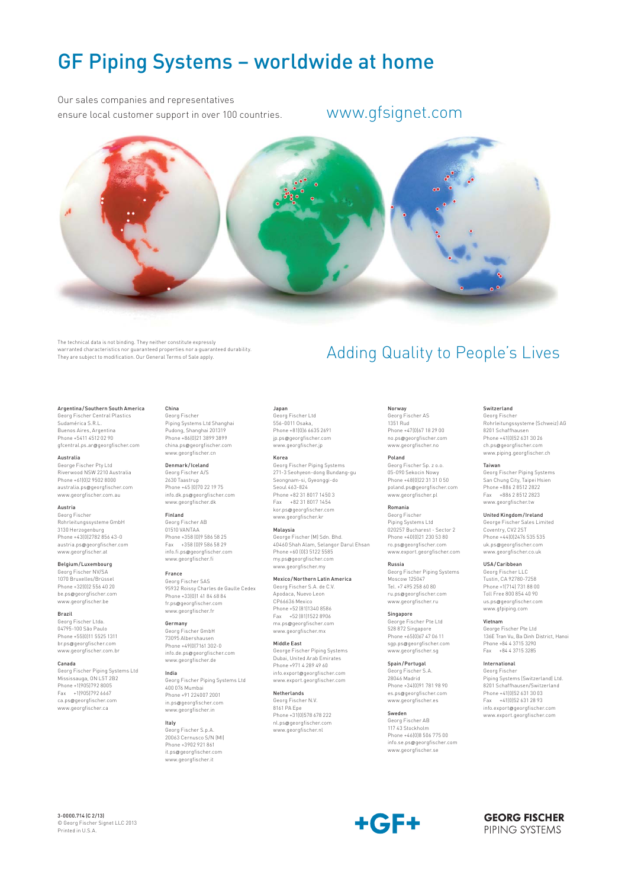# GF Piping Systems – worldwide at home

Our sales companies and representatives ensure local customer support in over 100 countries.

www.gfsignet.com

The technical data is not binding. They neither constitute expressly warranted characteristics nor guaranteed properties nor a guaranteed durability. They are subject to modification. Our General Terms of Sale apply.

## Adding Quality to People's Lives

**Argentina/Southern South America**
Georg Fischer Central Plastics
Sudamérica S.R.L.
Buenos Aires, Argentina
Phone +5411 4512 02 90
gfcentral.ps.ar@georgfischer.com

**Australia**
George Fischer Pty Ltd
Riverwood NSW 2210 Australia
Phone +61(0)2 9502 8000
australia.ps@georgfischer.com
www.georgfischer.com.au

**Austria**
Georg Fischer
Rohrleitungssysteme GmbH
3130 Herzogenburg
Phone +43(0)2782 856 43-0
austria.ps@georgfischer.com
www.georgfischer.at

**Belgium/Luxembourg**
Georg Fischer NV/SA
1070 Bruxelles/Brüssel
Phone +32(0)2 556 40 20
be.ps@georgfischer.com
www.georgfischer.be

**Brazil**
Georg Fischer Ltda.
04795-100 São Paulo
Phone +55(0)11 5525 1311
br.ps@georgfischer.com
www.georgfischer.com.br

**Canada**
Georg Fischer Piping Systems Ltd
Mississauga, ON L5T 2B2
Phone +1(905)792 8005
Fax +1(905)792 6667
ca.ps@georgfischer.com
www.georgfischer.ca

**China**
Georg Fischer
Piping Systems Ltd Shanghai
Pudong, Shanghai 201319
Phone +86(0)21 3899 3899
china.ps@georgfischer.com
www.georgfischer.cn

**Denmark/Iceland**
Georg Fischer A/S
2630 Taastrup
Phone +45 (0)70 22 19 75
info.dk.ps@georgfischer.com
www.georgfischer.dk

**Finland**
Georg Fischer AB
01510 VANTAA
Phone +358 (0)9 586 58 25
Fax +358 (0)9 586 58 29
info.fi.ps@georgfischer.com
www.georgfischer.fi

**France**
Georg Fischer SAS
95932 Roissy Charles de Gaulle Cedex
Phone +33(0)1 41 84 68 84
fr.ps@georgfischer.com
www.georgfischer.fr

**Germany**
Georg Fischer GmbH
73095 Albershausen
Phone +49(0)7161 302-0
info.de.ps@georgfischer.com
www.georgfischer.de

**India**
Georg Fischer Piping Systems Ltd
400 076 Mumbai
Phone +91 224007 2001
in.ps@georgfischer.com
www.georgfischer.in

**Italy**
Georg Fischer S.p.A.
20063 Cernusco S/N (MI)
Phone +3902 921 861
it.ps@georgfischer.com
www.georgfischer.it

**Japan**
Georg Fischer Ltd
556-0011 Osaka,
Phone +81(0)6 6635 2691
jp.ps@georgfischer.com
www.georgfischer.jp

**Korea**
Georg Fischer Piping Systems
271-3 Seohyeon-dong Bundang-gu
Seongnam-si, Gyeonggi-do
Seoul 463-824
Phone +82 31 8017 1450 3
Fax +82 31 8017 1454
kor.ps@georgfischer.com
www.georgfischer.kr

**Malaysia**
George Fischer (M) Sdn. Bhd.
40460 Shah Alam, Selangor Darul Ehsan
Phone +60 (0)3 5122 5585
my.ps@georgfischer.com
www.georgfischer.my

**Mexico/Northern Latin America**
Georg Fischer S.A. de C.V.
Apodaca, Nuevo Leon
CP66636 Mexico
Phone +52 (81)1340 8586
Fax +52 (81)1522 8906
mx.ps@georgfischer.com
www.georgfischer.mx

**Middle East**
George Fischer Piping Systems
Dubai, United Arab Emirates
Phone +971 4 289 49 60
info.export@georgfischer.com
www.export.georgfischer.com

**Netherlands**
Georg Fischer N.V.
8161 PA Epe
Phone +31(0)578 678 222
nl.ps@georgfischer.com
www.georgfischer.nl

**Norway**
Georg Fischer AS
1351 Rud
Phone +47(0)67 18 29 00
no.ps@georgfischer.com
www.georgfischer.no

**Poland**
Georg Fischer Sp. z o.o.
05-090 Sekocin Nowy
Phone +48(0)22 31 31 0 50
poland.ps@georgfischer.com
www.georgfischer.pl

**Romania**
Georg Fischer
Piping Systems Ltd
020257 Bucharest - Sector 2
Phone +40(0)21 230 53 80
ro.ps@georgfischer.com
www.export.georgfischer.com

**Russia**
Georg Fischer Piping Systems
Moscow 125047
Tel. +7 495 258 60 80
ru.ps@georgfischer.com
www.georgfischer.ru

**Singapore**
George Fischer Pte Ltd
528 872 Singapore
Phone +65(0)67 47 06 11
sgp.ps@georgfischer.com
www.georgfischer.sg

**Spain/Portugal**
Georg Fischer S.A.
28046 Madrid
Phone +34(0)91 781 98 90
es.ps@georgfischer.com
www.georgfischer.es

**Sweden**
Georg Fischer AB
117 43 Stockholm
Phone +46(0)8 506 775 00
info.se.ps@georgfischer.com
www.georgfischer.se

**Switzerland**
Georg Fischer
Rohrleitungssysteme (Schweiz) AG
8201 Schaffhausen
Phone +41(0)52 631 30 26
ch.ps@georgfischer.com
www.piping.georgfischer.ch

**Taiwan**
Georg Fischer Piping Systems
San Chung City, Taipei Hsien
Phone +886 2 8512 2822
Fax +886 2 8512 2823
www.georgfischer.tw

**United Kingdom/Ireland**
George Fischer Sales Limited
Coventry, CV2 2ST
Phone +44(0)2476 535 535
uk.ps@georgfischer.com
www.georgfischer.co.uk

**USA/Caribbean**
Georg Fischer LLC
Tustin, CA 92780-7258
Phone +1(714) 731 88 00
Toll Free 800 854 40 90
us.ps@georgfischer.com
www.gfpiping.com

**Vietnam**
George Fischer Pte Ltd
136E Tran Vu, Ba Dinh District, Hanoi
Phone +84 4 3715 3290
Fax +84 4 3715 3285

**International**
Georg Fischer
Piping Systems (Switzerland) Ltd.
8201 Schaffhausen/Switzerland
Phone +41(0)52 631 30 03
Fax +41(0)52 631 28 93
info.export@georgfischer.com
www.export.georgfischer.com

**3-0000.714 (C 2/13)**
© Georg Fischer Signet LLC 2013
Printed in U.S.A.

+GF+

**GEORG FISCHER**
PIPING SYSTEMS